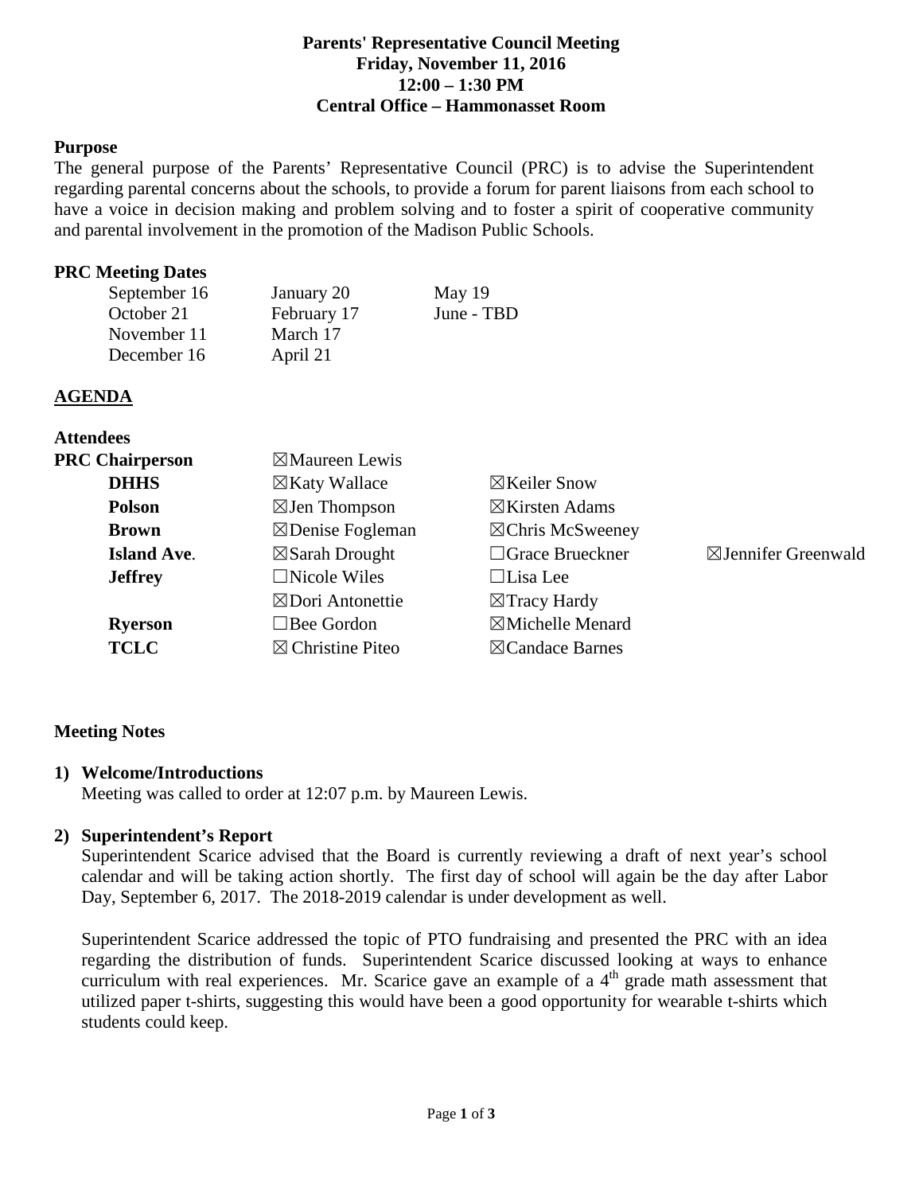**Parents' Representative Council Meeting**
**Friday, November 11, 2016**
**12:00 – 1:30 PM**
**Central Office – Hammonasset Room**

**Purpose**

The general purpose of the Parents' Representative Council (PRC) is to advise the Superintendent regarding parental concerns about the schools, to provide a forum for parent liaisons from each school to have a voice in decision making and problem solving and to foster a spirit of cooperative community and parental involvement in the promotion of the Madison Public Schools.

**PRC Meeting Dates**

| | | |
|---|---|---|
| September 16 | January 20 | May 19 |
| October 21 | February 17 | June - TBD |
| November 11 | March 17 | |
| December 16 | April 21 | |

**AGENDA**

**Attendees**

| | | | |
|---|---|---|---|
| **PRC Chairperson** | ☒Maureen Lewis | | |
| **DHHS** | ☒Katy Wallace | ☒Keiler Snow | |
| **Polson** | ☒Jen Thompson | ☒Kirsten Adams | |
| **Brown** | ☒Denise Fogleman | ☒Chris McSweeney | |
| **Island Ave.** | ☒Sarah Drought | ☐Grace Brueckner | ☒Jennifer Greenwald |
| **Jeffrey** | ☐Nicole Wiles | ☐Lisa Lee | |
| | ☒Dori Antonettie | ☒Tracy Hardy | |
| **Ryerson** | ☐Bee Gordon | ☒Michelle Menard | |
| **TCLC** | ☒ Christine Piteo | ☒Candace Barnes | |

**Meeting Notes**

1) **Welcome/Introductions**
   Meeting was called to order at 12:07 p.m. by Maureen Lewis.

2) **Superintendent's Report**
   Superintendent Scarice advised that the Board is currently reviewing a draft of next year's school calendar and will be taking action shortly. The first day of school will again be the day after Labor Day, September 6, 2017. The 2018-2019 calendar is under development as well.

   Superintendent Scarice addressed the topic of PTO fundraising and presented the PRC with an idea regarding the distribution of funds. Superintendent Scarice discussed looking at ways to enhance curriculum with real experiences. Mr. Scarice gave an example of a 4th grade math assessment that utilized paper t-shirts, suggesting this would have been a good opportunity for wearable t-shirts which students could keep.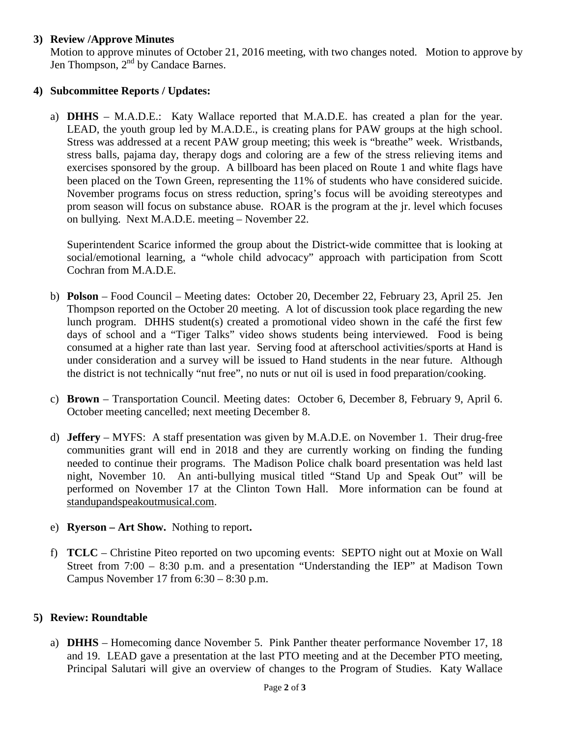3) **Review /Approve Minutes**

Motion to approve minutes of October 21, 2016 meeting, with two changes noted. Motion to approve by Jen Thompson, 2nd by Candace Barnes.

4) **Subcommittee Reports / Updates:**

a) **DHHS** – M.A.D.E.: Katy Wallace reported that M.A.D.E. has created a plan for the year. LEAD, the youth group led by M.A.D.E., is creating plans for PAW groups at the high school. Stress was addressed at a recent PAW group meeting; this week is "breathe" week. Wristbands, stress balls, pajama day, therapy dogs and coloring are a few of the stress relieving items and exercises sponsored by the group. A billboard has been placed on Route 1 and white flags have been placed on the Town Green, representing the 11% of students who have considered suicide. November programs focus on stress reduction, spring's focus will be avoiding stereotypes and prom season will focus on substance abuse. ROAR is the program at the jr. level which focuses on bullying. Next M.A.D.E. meeting – November 22.

Superintendent Scarice informed the group about the District-wide committee that is looking at social/emotional learning, a "whole child advocacy" approach with participation from Scott Cochran from M.A.D.E.

b) **Polson** – Food Council – Meeting dates: October 20, December 22, February 23, April 25. Jen Thompson reported on the October 20 meeting. A lot of discussion took place regarding the new lunch program. DHHS student(s) created a promotional video shown in the café the first few days of school and a "Tiger Talks" video shows students being interviewed. Food is being consumed at a higher rate than last year. Serving food at afterschool activities/sports at Hand is under consideration and a survey will be issued to Hand students in the near future. Although the district is not technically "nut free", no nuts or nut oil is used in food preparation/cooking.

c) **Brown** – Transportation Council. Meeting dates: October 6, December 8, February 9, April 6. October meeting cancelled; next meeting December 8.

d) **Jeffery** – MYFS: A staff presentation was given by M.A.D.E. on November 1. Their drug-free communities grant will end in 2018 and they are currently working on finding the funding needed to continue their programs. The Madison Police chalk board presentation was held last night, November 10. An anti-bullying musical titled "Stand Up and Speak Out" will be performed on November 17 at the Clinton Town Hall. More information can be found at standupandspeakoutmusical.com.

e) **Ryerson – Art Show.** Nothing to report**.**

f) **TCLC** – Christine Piteo reported on two upcoming events: SEPTO night out at Moxie on Wall Street from 7:00 – 8:30 p.m. and a presentation "Understanding the IEP" at Madison Town Campus November 17 from 6:30 – 8:30 p.m.

5) **Review: Roundtable**

a) **DHHS** – Homecoming dance November 5. Pink Panther theater performance November 17, 18 and 19. LEAD gave a presentation at the last PTO meeting and at the December PTO meeting, Principal Salutari will give an overview of changes to the Program of Studies. Katy Wallace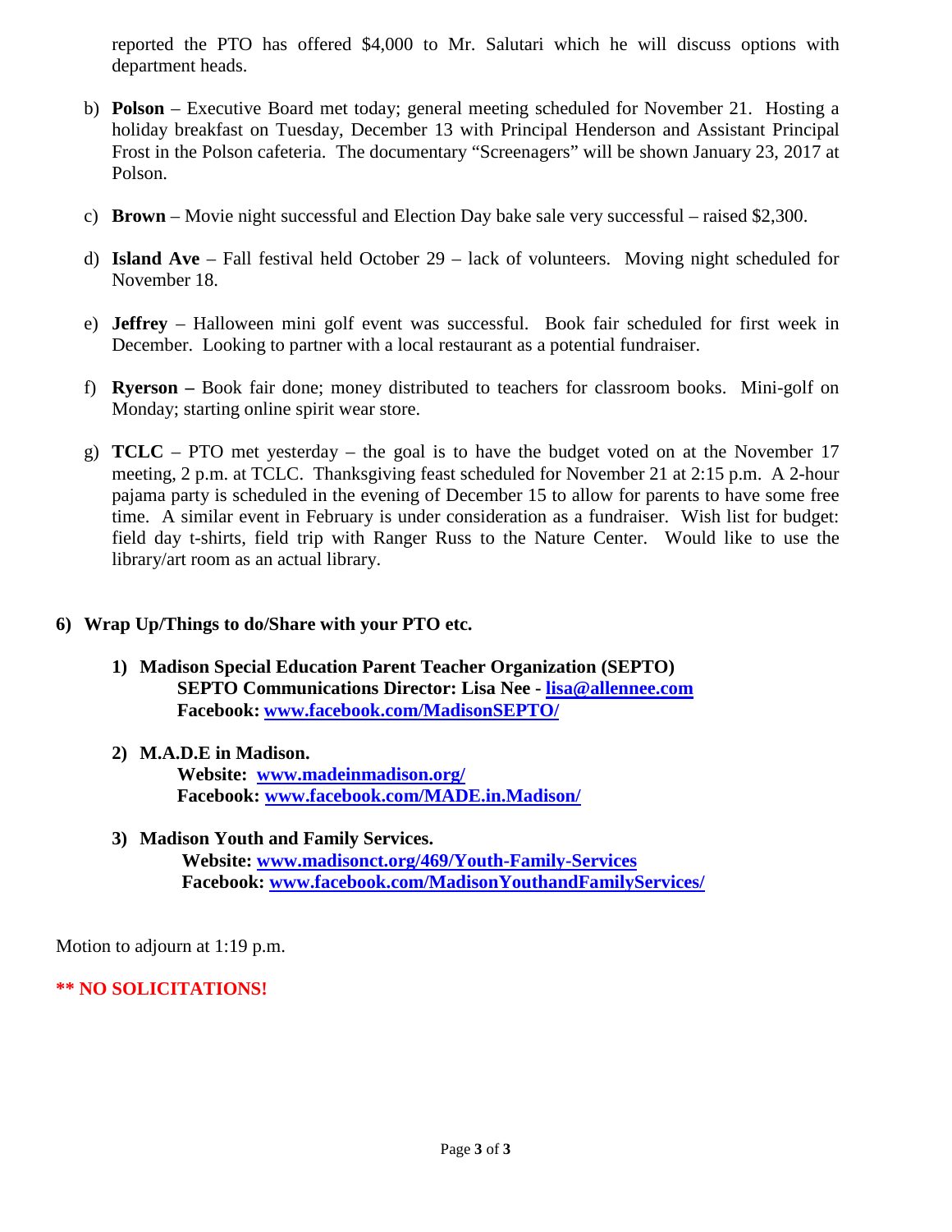reported the PTO has offered $4,000 to Mr. Salutari which he will discuss options with department heads.

b) **Polson** – Executive Board met today; general meeting scheduled for November 21. Hosting a holiday breakfast on Tuesday, December 13 with Principal Henderson and Assistant Principal Frost in the Polson cafeteria. The documentary "Screenagers" will be shown January 23, 2017 at Polson.

c) **Brown** – Movie night successful and Election Day bake sale very successful – raised $2,300.

d) **Island Ave** – Fall festival held October 29 – lack of volunteers. Moving night scheduled for November 18.

e) **Jeffrey** – Halloween mini golf event was successful. Book fair scheduled for first week in December. Looking to partner with a local restaurant as a potential fundraiser.

f) **Ryerson –** Book fair done; money distributed to teachers for classroom books. Mini-golf on Monday; starting online spirit wear store.

g) **TCLC** – PTO met yesterday – the goal is to have the budget voted on at the November 17 meeting, 2 p.m. at TCLC. Thanksgiving feast scheduled for November 21 at 2:15 p.m. A 2-hour pajama party is scheduled in the evening of December 15 to allow for parents to have some free time. A similar event in February is under consideration as a fundraiser. Wish list for budget: field day t-shirts, field trip with Ranger Russ to the Nature Center. Would like to use the library/art room as an actual library.

**6) Wrap Up/Things to do/Share with your PTO etc.**

**1) Madison Special Education Parent Teacher Organization (SEPTO)**
**SEPTO Communications Director: Lisa Nee - lisa@allennee.com**
**Facebook: www.facebook.com/MadisonSEPTO/**

**2) M.A.D.E in Madison.**
**Website: www.madeinmadison.org/**
**Facebook: www.facebook.com/MADE.in.Madison/**

**3) Madison Youth and Family Services.**
**Website: www.madisonct.org/469/Youth-Family-Services**
**Facebook: www.facebook.com/MadisonYouthandFamilyServices/**

Motion to adjourn at 1:19 p.m.

**\*\* NO SOLICITATIONS!**